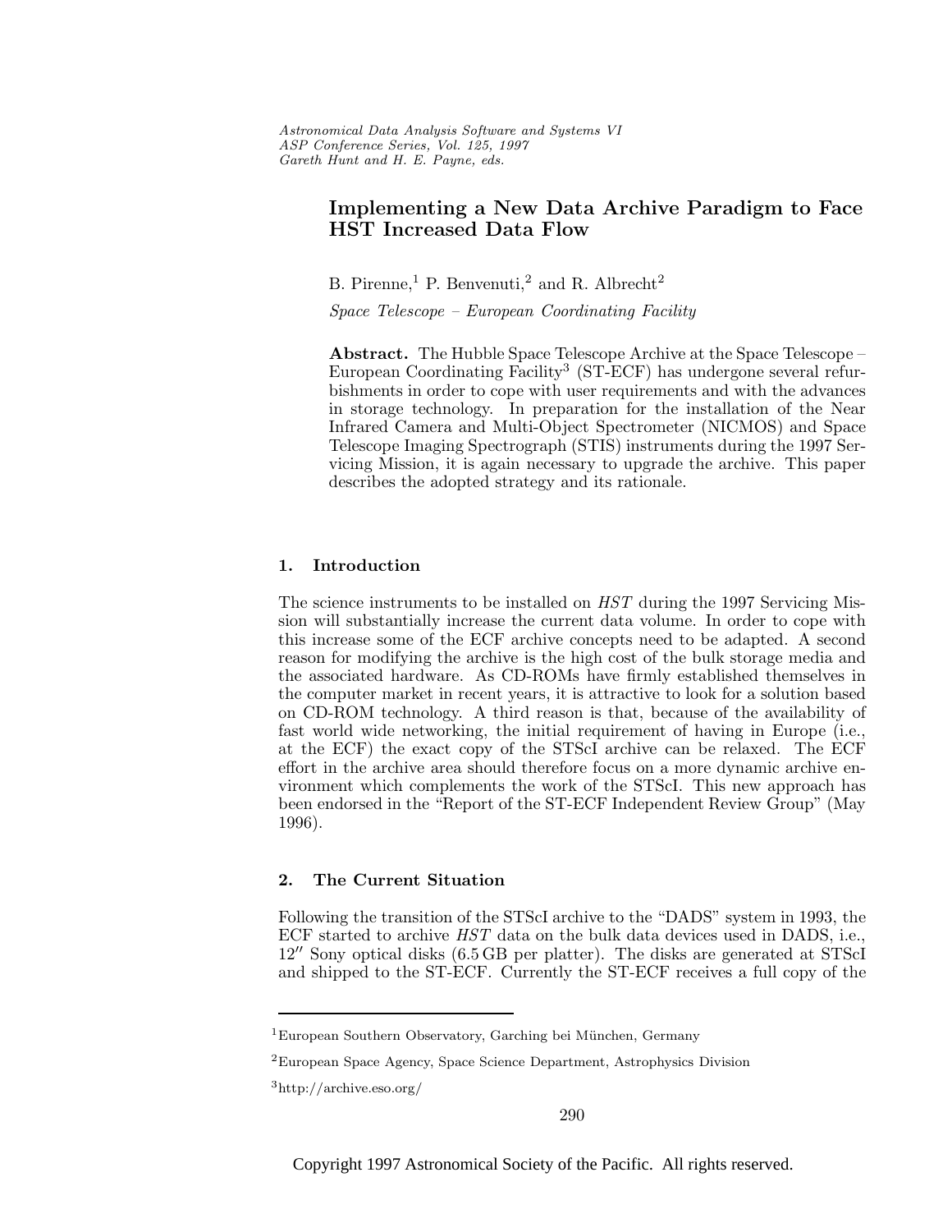# Implementing a New Data Archive Paradigm to Face HST Increased Data Flow

B. Pirenne,[1] P. Benvenuti,[2] and R. Albrecht[2]

*Space Telescope – European Coordinating Facility*

**Abstract.** The Hubble Space Telescope Archive at the Space Telescope – European Coordinating Facility[3] (ST-ECF) has undergone several refurbishments in order to cope with user requirements and with the advances in storage technology. In preparation for the installation of the Near Infrared Camera and Multi-Object Spectrometer (NICMOS) and Space Telescope Imaging Spectrograph (STIS) instruments during the 1997 Servicing Mission, it is again necessary to upgrade the archive. This paper describes the adopted strategy and its rationale.

## 1. Introduction

The science instruments to be installed on *HST* during the 1997 Servicing Mission will substantially increase the current data volume. In order to cope with this increase some of the ECF archive concepts need to be adapted. A second reason for modifying the archive is the high cost of the bulk storage media and the associated hardware. As CD-ROMs have firmly established themselves in the computer market in recent years, it is attractive to look for a solution based on CD-ROM technology. A third reason is that, because of the availability of fast world wide networking, the initial requirement of having in Europe (i.e., at the ECF) the exact copy of the STScI archive can be relaxed. The ECF effort in the archive area should therefore focus on a more dynamic archive environment which complements the work of the STScI. This new approach has been endorsed in the "Report of the ST-ECF Independent Review Group" (May 1996).

## 2. The Current Situation

Following the transition of the STScI archive to the "DADS" system in 1993, the ECF started to archive *HST* data on the bulk data devices used in DADS, i.e., $12''$ Sony optical disks (6.5 GB per platter). The disks are generated at STScI and shipped to the ST-ECF. Currently the ST-ECF receives a full copy of the

---

[1] European Southern Observatory, Garching bei München, Germany

[2] European Space Agency, Space Science Department, Astrophysics Division

[3] http://archive.eso.org/

Copyright 1997 Astronomical Society of the Pacific. All rights reserved.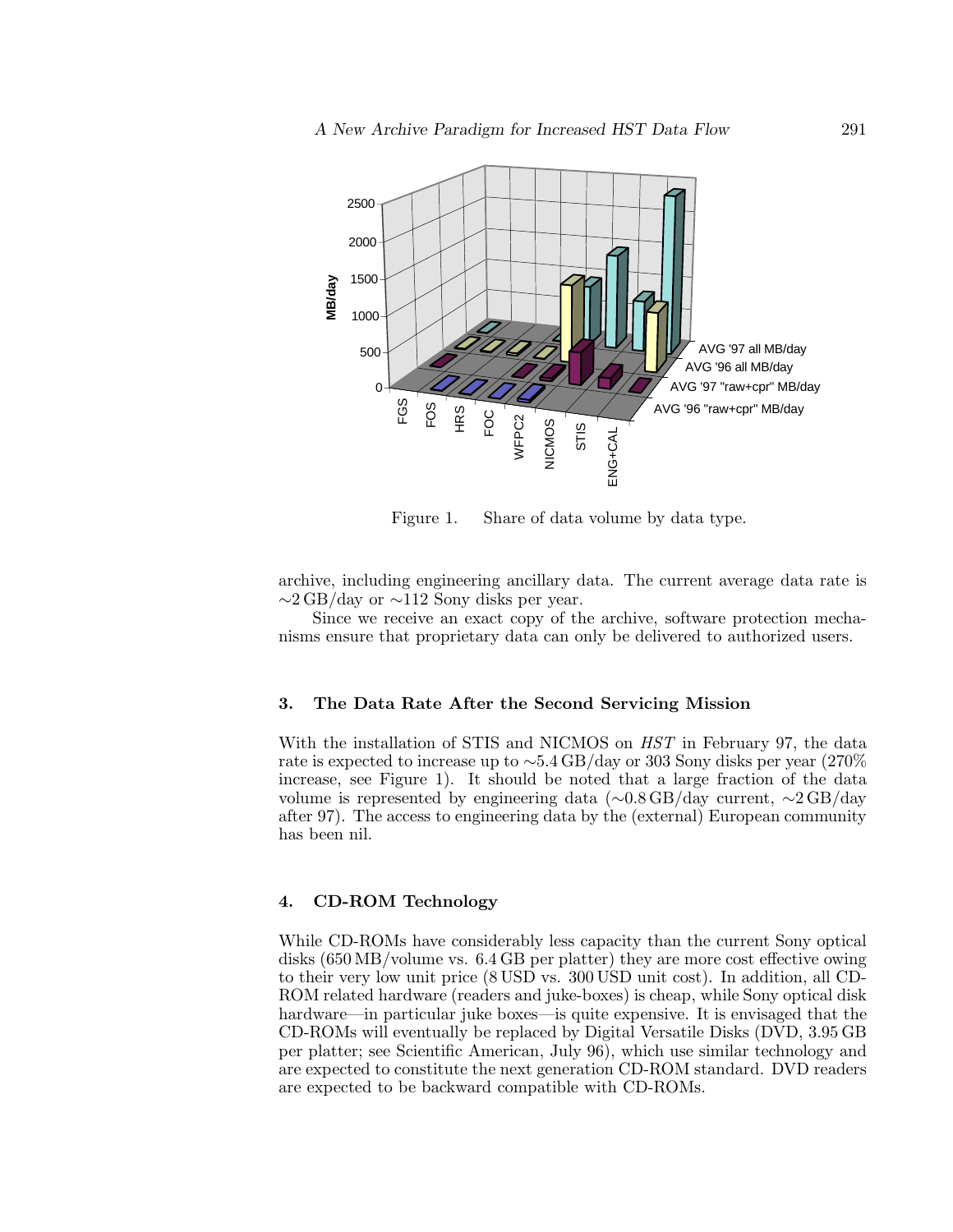Figure 1. Share of data volume by data type.

archive, including engineering ancillary data. The current average data rate is ∼2 GB/day or ∼112 Sony disks per year.

Since we receive an exact copy of the archive, software protection mechanisms ensure that proprietary data can only be delivered to authorized users.

## 3. The Data Rate After the Second Servicing Mission

With the installation of STIS and NICMOS on *HST* in February 97, the data rate is expected to increase up to ∼5.4 GB/day or 303 Sony disks per year (270% increase, see Figure 1). It should be noted that a large fraction of the data volume is represented by engineering data (∼0.8 GB/day current, ∼2 GB/day after 97). The access to engineering data by the (external) European community has been nil.

## 4. CD-ROM Technology

While CD-ROMs have considerably less capacity than the current Sony optical disks (650 MB/volume vs. 6.4 GB per platter) they are more cost effective owing to their very low unit price (8 USD vs. 300 USD unit cost). In addition, all CD-ROM related hardware (readers and juke-boxes) is cheap, while Sony optical disk hardware—in particular juke boxes—is quite expensive. It is envisaged that the CD-ROMs will eventually be replaced by Digital Versatile Disks (DVD, 3.95 GB per platter; see Scientific American, July 96), which use similar technology and are expected to constitute the next generation CD-ROM standard. DVD readers are expected to be backward compatible with CD-ROMs.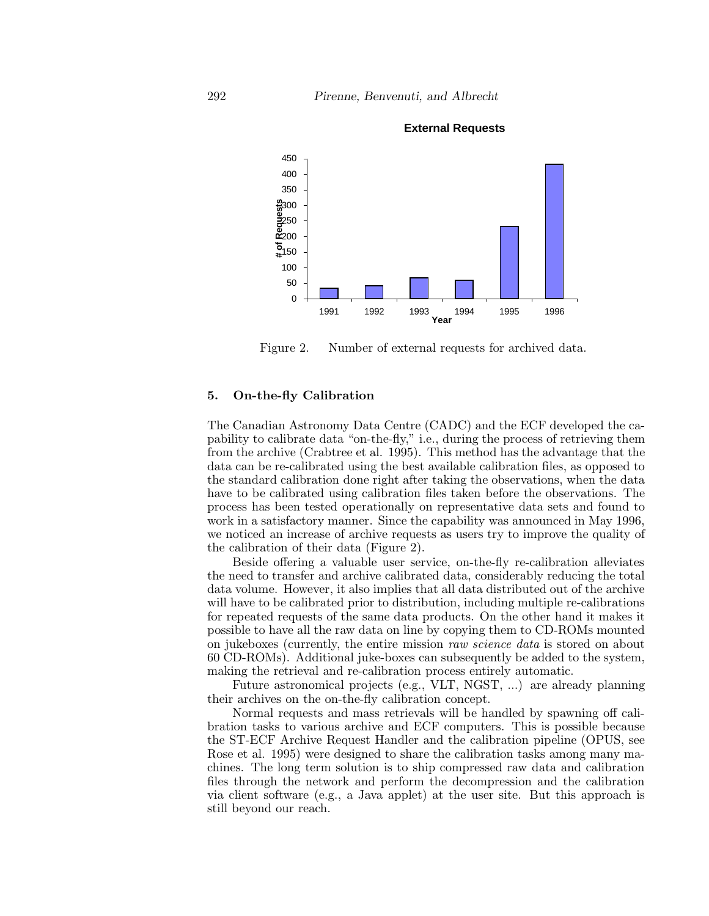**External Requests**

| Year | # of Requests |
| --- | --- |
| 1991 | ~35 |
| 1992 | ~42 |
| 1993 | ~68 |
| 1994 | ~60 |
| 1995 | ~232 |
| 1996 | ~432 |

Figure 2. Number of external requests for archived data.

## 5. On-the-fly Calibration

The Canadian Astronomy Data Centre (CADC) and the ECF developed the capability to calibrate data "on-the-fly," i.e., during the process of retrieving them from the archive (Crabtree et al. 1995). This method has the advantage that the data can be re-calibrated using the best available calibration files, as opposed to the standard calibration done right after taking the observations, when the data have to be calibrated using calibration files taken before the observations. The process has been tested operationally on representative data sets and found to work in a satisfactory manner. Since the capability was announced in May 1996, we noticed an increase of archive requests as users try to improve the quality of the calibration of their data (Figure 2).

Beside offering a valuable user service, on-the-fly re-calibration alleviates the need to transfer and archive calibrated data, considerably reducing the total data volume. However, it also implies that all data distributed out of the archive will have to be calibrated prior to distribution, including multiple re-calibrations for repeated requests of the same data products. On the other hand it makes it possible to have all the raw data on line by copying them to CD-ROMs mounted on jukeboxes (currently, the entire mission *raw science data* is stored on about 60 CD-ROMs). Additional juke-boxes can subsequently be added to the system, making the retrieval and re-calibration process entirely automatic.

Future astronomical projects (e.g., VLT, NGST, ...) are already planning their archives on the on-the-fly calibration concept.

Normal requests and mass retrievals will be handled by spawning off calibration tasks to various archive and ECF computers. This is possible because the ST-ECF Archive Request Handler and the calibration pipeline (OPUS, see Rose et al. 1995) were designed to share the calibration tasks among many machines. The long term solution is to ship compressed raw data and calibration files through the network and perform the decompression and the calibration via client software (e.g., a Java applet) at the user site. But this approach is still beyond our reach.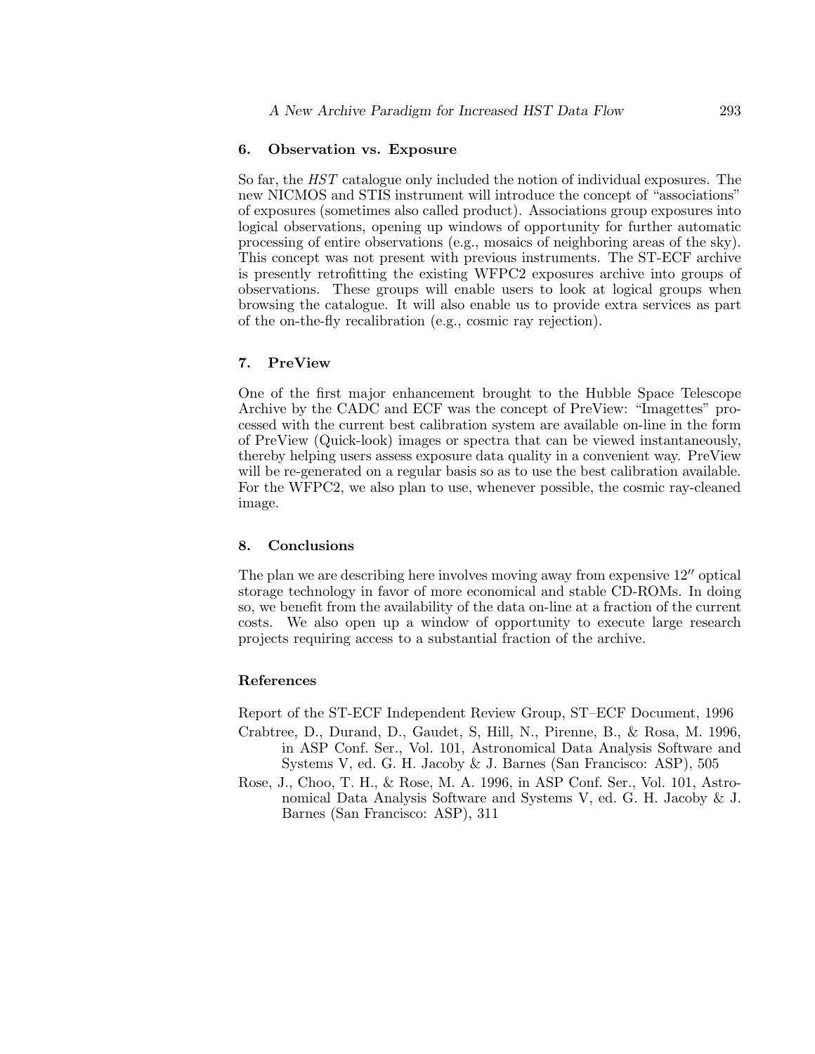## 6. Observation vs. Exposure

So far, the *HST* catalogue only included the notion of individual exposures. The new NICMOS and STIS instrument will introduce the concept of "associations" of exposures (sometimes also called product). Associations group exposures into logical observations, opening up windows of opportunity for further automatic processing of entire observations (e.g., mosaics of neighboring areas of the sky). This concept was not present with previous instruments. The ST-ECF archive is presently retrofitting the existing WFPC2 exposures archive into groups of observations. These groups will enable users to look at logical groups when browsing the catalogue. It will also enable us to provide extra services as part of the on-the-fly recalibration (e.g., cosmic ray rejection).

## 7. PreView

One of the first major enhancement brought to the Hubble Space Telescope Archive by the CADC and ECF was the concept of PreView: "Imagettes" processed with the current best calibration system are available on-line in the form of PreView (Quick-look) images or spectra that can be viewed instantaneously, thereby helping users assess exposure data quality in a convenient way. PreView will be re-generated on a regular basis so as to use the best calibration available. For the WFPC2, we also plan to use, whenever possible, the cosmic ray-cleaned image.

## 8. Conclusions

The plan we are describing here involves moving away from expensive 12″ optical storage technology in favor of more economical and stable CD-ROMs. In doing so, we benefit from the availability of the data on-line at a fraction of the current costs. We also open up a window of opportunity to execute large research projects requiring access to a substantial fraction of the archive.

## References

Report of the ST-ECF Independent Review Group, ST–ECF Document, 1996

Crabtree, D., Durand, D., Gaudet, S, Hill, N., Pirenne, B., & Rosa, M. 1996, in ASP Conf. Ser., Vol. 101, Astronomical Data Analysis Software and Systems V, ed. G. H. Jacoby & J. Barnes (San Francisco: ASP), 505

Rose, J., Choo, T. H., & Rose, M. A. 1996, in ASP Conf. Ser., Vol. 101, Astronomical Data Analysis Software and Systems V, ed. G. H. Jacoby & J. Barnes (San Francisco: ASP), 311